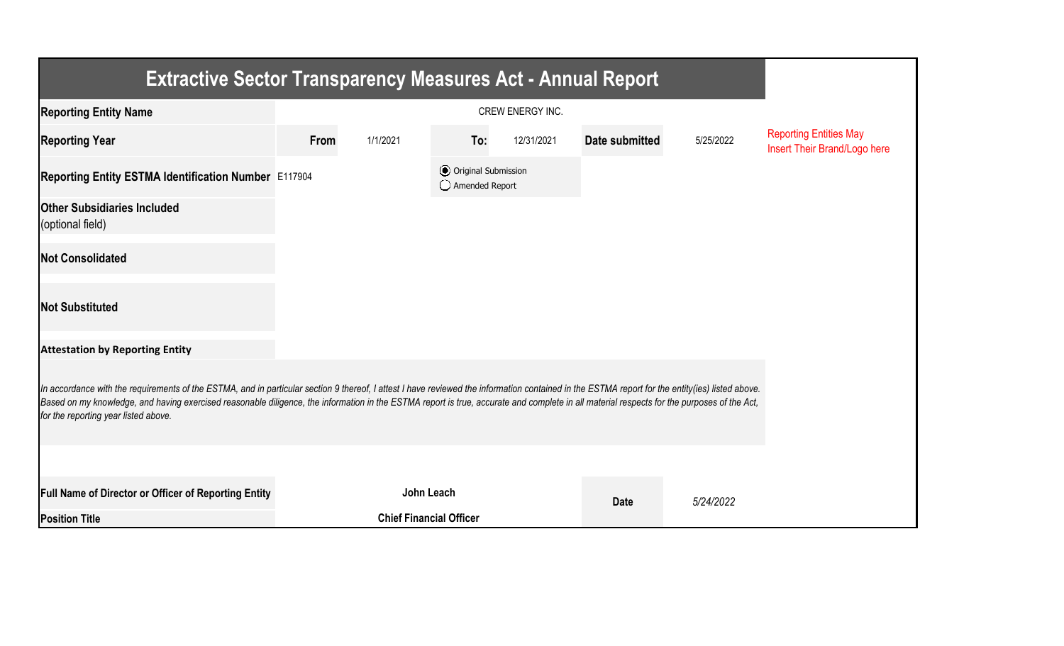# Extractive Sector Transparency Measures Act - Annual Report

| | | | | | | |
|---|---|---|---|---|---|---|
| **Reporting Entity Name** | CREW ENERGY INC. | | | | | |
| **Reporting Year** | **From** | 1/1/2021 | **To:** | 12/31/2021 | **Date submitted** | 5/25/2022 |
| **Reporting Entity ESTMA Identification Number** | E117904 | | ◉ Original Submission ◯ Amended Report | | | |
| **Other Subsidiaries Included** (optional field) | | | | | | |
| **Not Consolidated** | | | | | | |
| **Not Substituted** | | | | | | |

Reporting Entities May Insert Their Brand/Logo here

**Attestation by Reporting Entity**

*In accordance with the requirements of the ESTMA, and in particular section 9 thereof, I attest I have reviewed the information contained in the ESTMA report for the entity(ies) listed above. Based on my knowledge, and having exercised reasonable diligence, the information in the ESTMA report is true, accurate and complete in all material respects for the purposes of the Act, for the reporting year listed above.*

| | | | |
|---|---|---|---|
| **Full Name of Director or Officer of Reporting Entity** | **John Leach** | **Date** | *5/24/2022* |
| **Position Title** | **Chief Financial Officer** | | |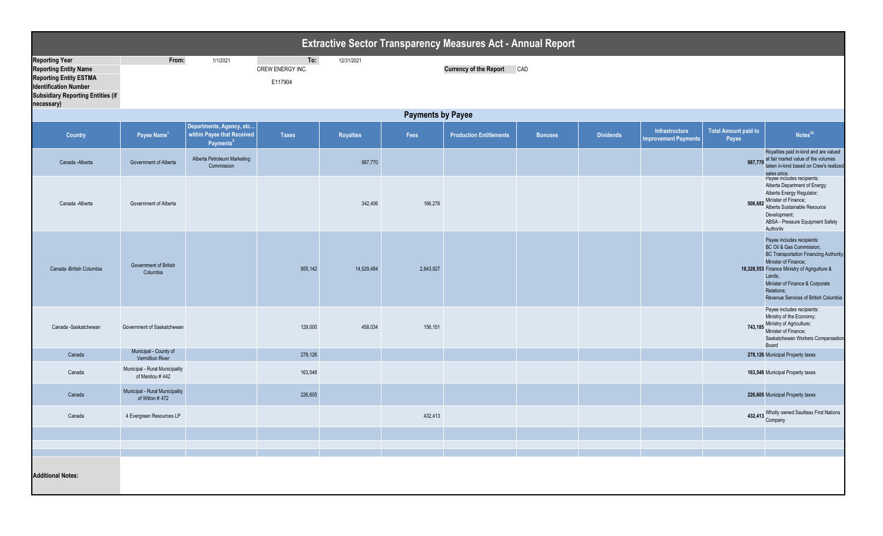# Extractive Sector Transparency Measures Act - Annual Report

| | | | | |
|---|---|---|---|---|
| **Reporting Year** | From: | 1/1/2021 | To: | 12/31/2021 |
| **Reporting Entity Name** | | CREW ENERGY INC. | | |
| **Reporting Entity ESTMA Identification Number** | | E117904 | | |
| **Subsidiary Reporting Entities (if necessary)** | | | | |

**Currency of the Report** CAD

## Payments by Payee

| Country | Payee Name[1] | Departments, Agency, etc… within Payee that Received Payments[2] | Taxes | Royalties | Fees | Production Entitlements | Bonuses | Dividends | Infrastructure Improvement Payments | Total Amount paid to Payee | Notes[34] |
|---|---|---|---|---|---|---|---|---|---|---|---|
| Canada -Alberta | Government of Alberta | Alberta Petroleum Marketing Commission | | 987,770 | | | | | | 987,770 | Royalties paid in-kind and are valued at fair market value of the volumes taken in-kind based on Crew's realized sales price. |
| Canada -Alberta | Government of Alberta | | | 342,406 | 166,276 | | | | | 508,682 | Payee includes recipients: Alberta Department of Energy; Alberta Energy Regulator; Minister of Finance; Alberta Sustainable Resource Development; ABSA - Pressure Equipment Safety Authority |
| Canada -British Columbia | Government of British Columbia | | 955,142 | 14,529,484 | 2,843,927 | | | | | 18,328,553 | Payee includes recipients: BC Oil & Gas Commission; BC Transportation Financing Authority; Minister of Finance; Finance Ministry of Agriguture & Lands; Minister of Finance & Corporate Relations; Revenue Services of British Columbia |
| Canada -Saskatchewan | Government of Saskatchewan | | 129,000 | 458,034 | 156,151 | | | | | 743,185 | Payee includes recipients: Ministry of the Economy; Ministry of Agriculture; Minister of Finance; Saskatchewan Workers Compensation Board |
| Canada | Municipal - County of Vermillion River | | 278,126 | | | | | | | 278,126 | Municipal Property taxes |
| Canada | Municipal - Rural Municipality of Manitou # 442 | | 163,548 | | | | | | | 163,548 | Municipal Property taxes |
| Canada | Municipal - Rural Municipality of Wilton # 472 | | 226,605 | | | | | | | 226,605 | Municipal Property taxes |
| Canada | 4 Evergreen Resources LP | | | | 432,413 | | | | | 432,413 | Wholly owned Saulteau First Nations Company |

**Additional Notes:**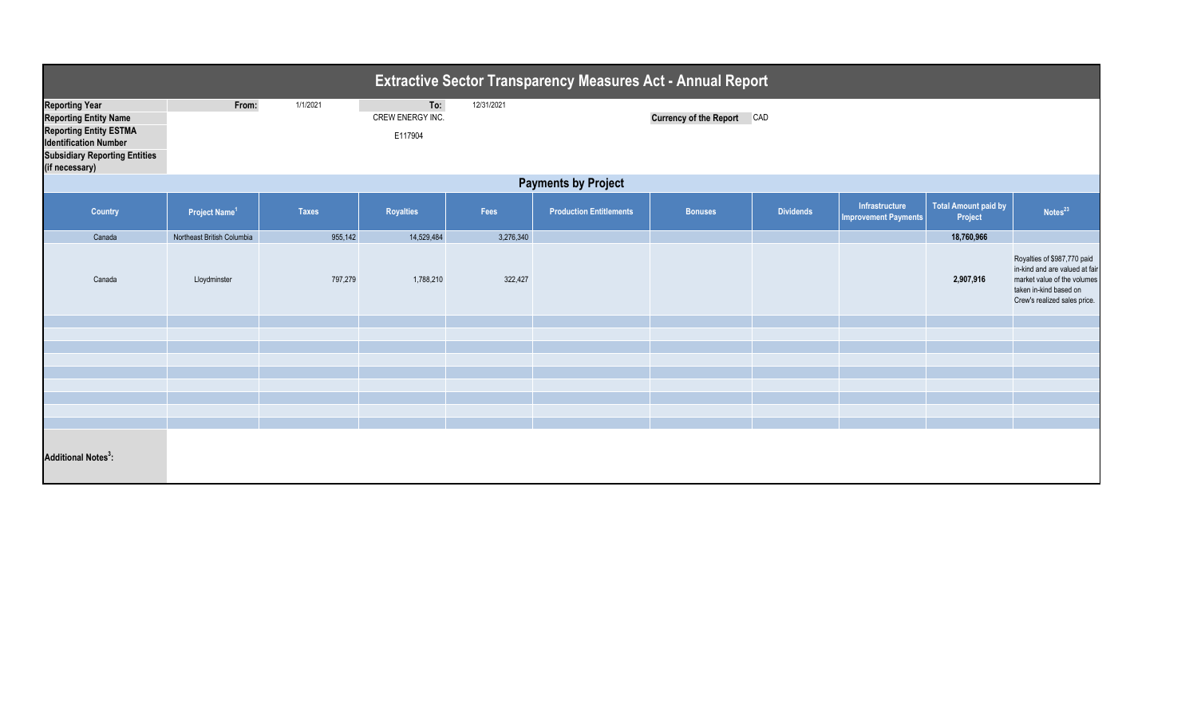# Extractive Sector Transparency Measures Act - Annual Report

| | | | | | |
|---|---|---|---|---|---|
| **Reporting Year** | From: | 1/1/2021 | To: | 12/31/2021 | |
| **Reporting Entity Name** | | | CREW ENERGY INC. | | **Currency of the Report** CAD |
| **Reporting Entity ESTMA Identification Number** | | | E117904 | | |
| **Subsidiary Reporting Entities (if necessary)** | | | | | |

## Payments by Project

| Country | Project Name[1] | Taxes | Royalties | Fees | Production Entitlements | Bonuses | Dividends | Infrastructure Improvement Payments | Total Amount paid by Project | Notes[23] |
|---|---|---|---|---|---|---|---|---|---|---|
| Canada | Northeast British Columbia | 955,142 | 14,529,484 | 3,276,340 | | | | | **18,760,966** | |
| Canada | Lloydminster | 797,279 | 1,788,210 | 322,427 | | | | | **2,907,916** | Royalties of $987,770 paid in-kind and are valued at fair market value of the volumes taken in-kind based on Crew's realized sales price. |

**Additional Notes[3]:**